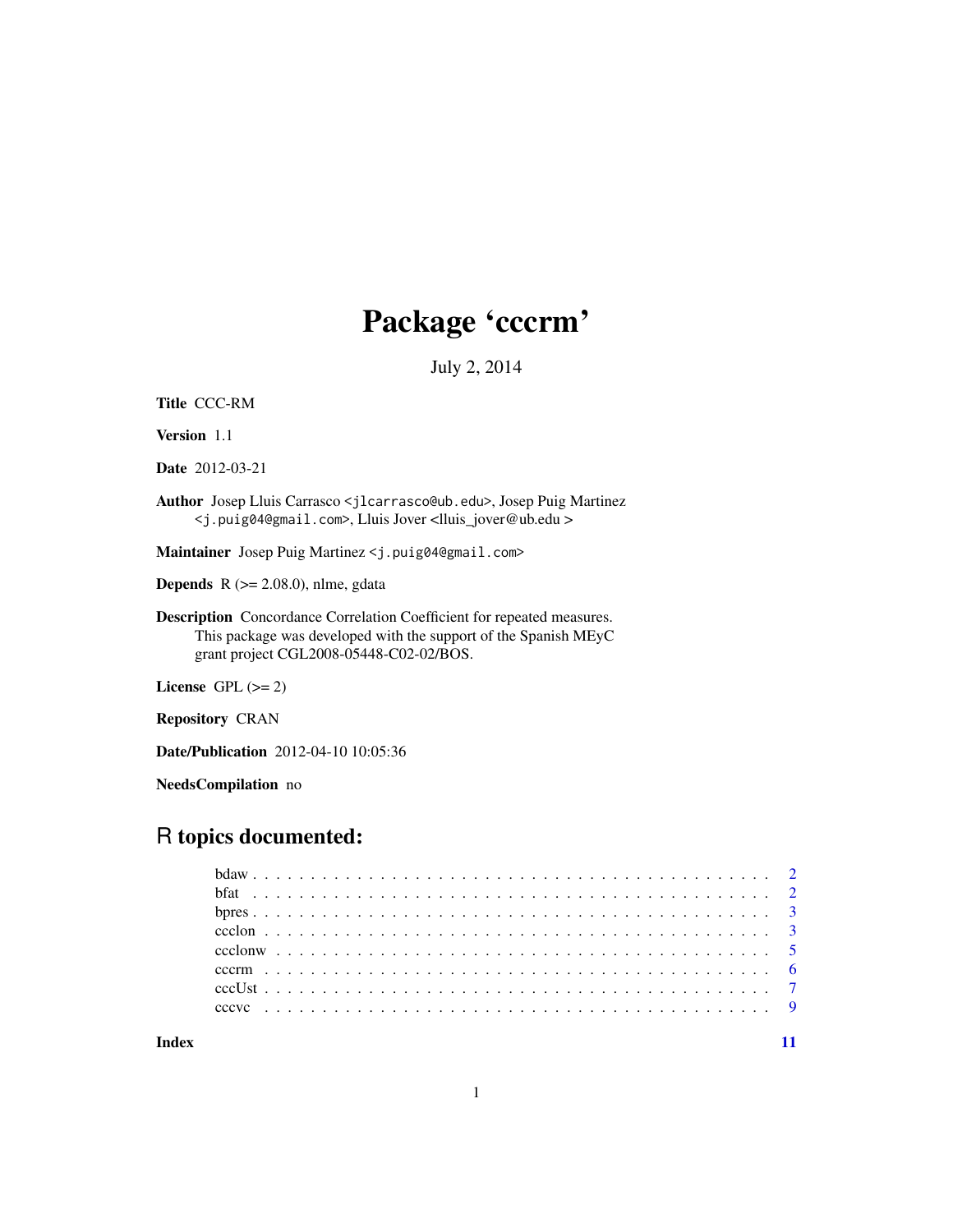# Package 'cccrm'

July 2, 2014

**Title** CCC-RM

**Version** 1.1

**Date** 2012-03-21

**Author** Josep Lluis Carrasco <jlcarrasco@ub.edu>, Josep Puig Martinez <j.puig04@gmail.com>, Lluis Jover <lluis_jover@ub.edu >

**Maintainer** Josep Puig Martinez <j.puig04@gmail.com>

**Depends** R (>= 2.08.0), nlme, gdata

**Description** Concordance Correlation Coefficient for repeated measures. This package was developed with the support of the Spanish MEyC grant project CGL2008-05448-C02-02/BOS.

**License** GPL (>= 2)

**Repository** CRAN

**Date/Publication** 2012-04-10 10:05:36

**NeedsCompilation** no

## R topics documented:

- bdaw . . . . . . . . . . . . . . . . . . . . . . . . . . . . . . . . . . . . . . . . . 2
- bfat . . . . . . . . . . . . . . . . . . . . . . . . . . . . . . . . . . . . . . . . . 2
- bpres . . . . . . . . . . . . . . . . . . . . . . . . . . . . . . . . . . . . . . . . . 3
- ccclon . . . . . . . . . . . . . . . . . . . . . . . . . . . . . . . . . . . . . . . . . 3
- ccclonw . . . . . . . . . . . . . . . . . . . . . . . . . . . . . . . . . . . . . . . . . 5
- cccrm . . . . . . . . . . . . . . . . . . . . . . . . . . . . . . . . . . . . . . . . . 6
- cccUst . . . . . . . . . . . . . . . . . . . . . . . . . . . . . . . . . . . . . . . . . 7
- cccvc . . . . . . . . . . . . . . . . . . . . . . . . . . . . . . . . . . . . . . . . . 9

**Index** 11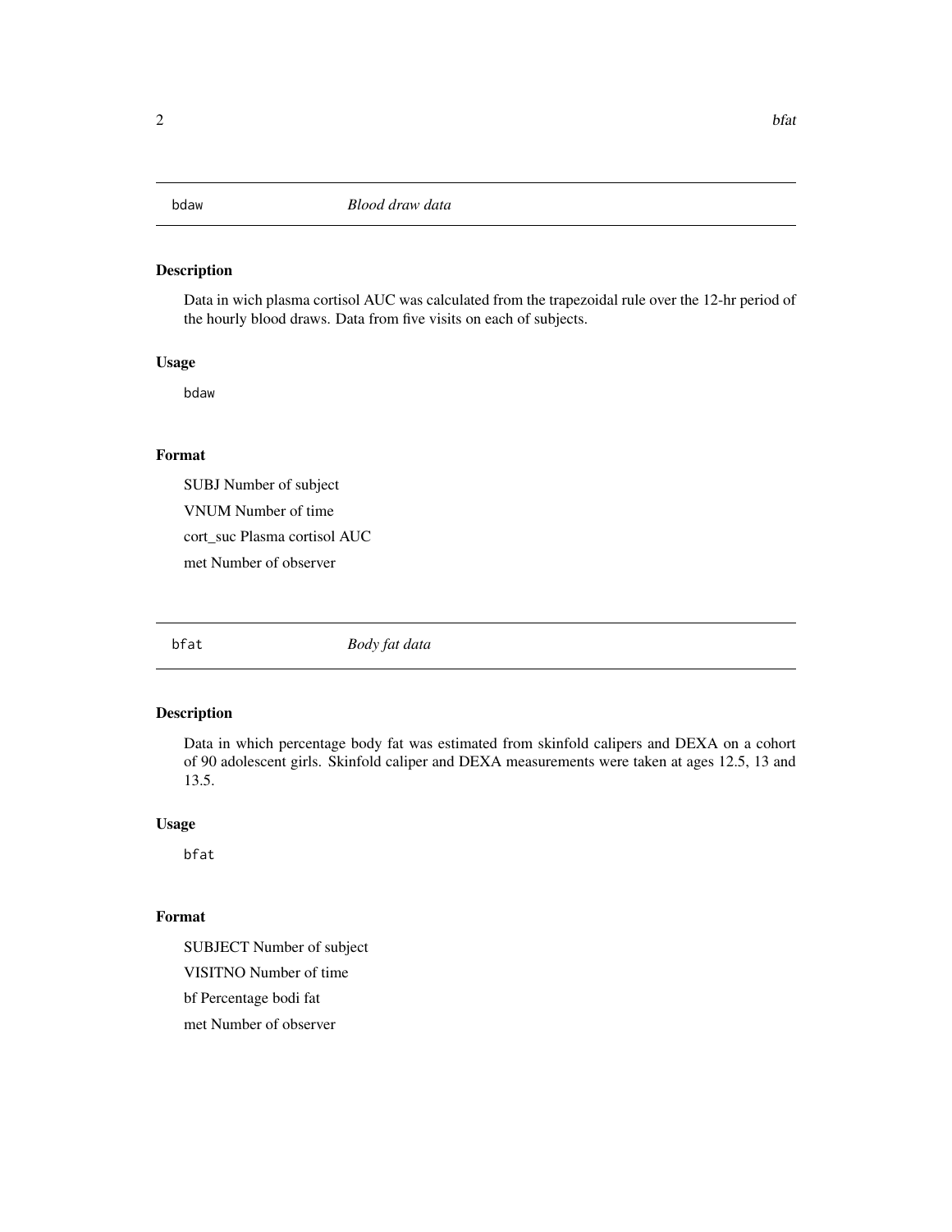## bdaw *Blood draw data*

### Description

Data in wich plasma cortisol AUC was calculated from the trapezoidal rule over the 12-hr period of the hourly blood draws. Data from five visits on each of subjects.

### Usage

```
bdaw
```

### Format

SUBJ Number of subject

VNUM Number of time

cort_suc Plasma cortisol AUC

met Number of observer

## bfat *Body fat data*

### Description

Data in which percentage body fat was estimated from skinfold calipers and DEXA on a cohort of 90 adolescent girls. Skinfold caliper and DEXA measurements were taken at ages 12.5, 13 and 13.5.

### Usage

```
bfat
```

### Format

SUBJECT Number of subject

VISITNO Number of time

bf Percentage bodi fat

met Number of observer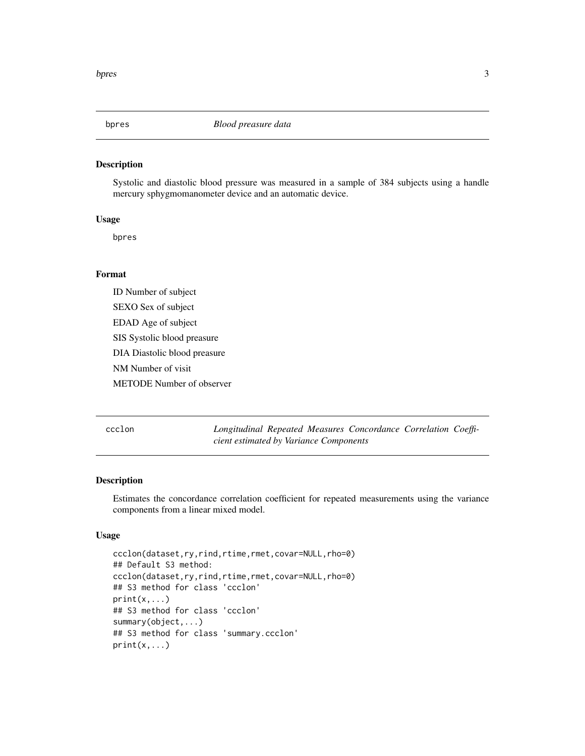## bpres — *Blood preasure data*

### Description

Systolic and diastolic blood pressure was measured in a sample of 384 subjects using a handle mercury sphygmomanometer device and an automatic device.

### Usage

```
bpres
```

### Format

ID Number of subject

SEXO Sex of subject

EDAD Age of subject

SIS Systolic blood preasure

DIA Diastolic blood preasure

NM Number of visit

METODE Number of observer

## ccclon — *Longitudinal Repeated Measures Concordance Correlation Coefficient estimated by Variance Components*

### Description

Estimates the concordance correlation coefficient for repeated measurements using the variance components from a linear mixed model.

### Usage

```
ccclon(dataset,ry,rind,rtime,rmet,covar=NULL,rho=0)
## Default S3 method:
ccclon(dataset,ry,rind,rtime,rmet,covar=NULL,rho=0)
## S3 method for class 'ccclon'
print(x,...)
## S3 method for class 'ccclon'
summary(object,...)
## S3 method for class 'summary.ccclon'
print(x,...)
```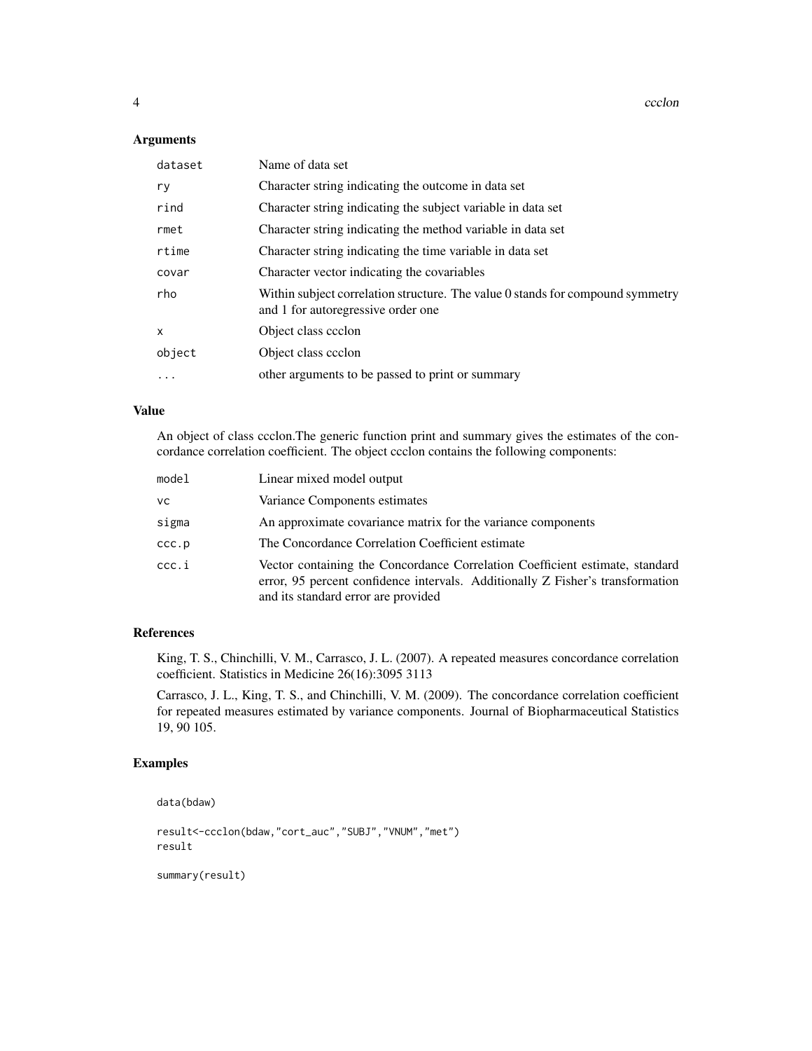## Arguments

| | |
|---|---|
| `dataset` | Name of data set |
| `ry` | Character string indicating the outcome in data set |
| `rind` | Character string indicating the subject variable in data set |
| `rmet` | Character string indicating the method variable in data set |
| `rtime` | Character string indicating the time variable in data set |
| `covar` | Character vector indicating the covariables |
| `rho` | Within subject correlation structure. The value 0 stands for compound symmetry and 1 for autoregressive order one |
| `x` | Object class ccclon |
| `object` | Object class ccclon |
| `...` | other arguments to be passed to print or summary |

## Value

An object of class ccclon.The generic function print and summary gives the estimates of the concordance correlation coefficient. The object ccclon contains the following components:

| | |
|---|---|
| `model` | Linear mixed model output |
| `vc` | Variance Components estimates |
| `sigma` | An approximate covariance matrix for the variance components |
| `ccc.p` | The Concordance Correlation Coefficient estimate |
| `ccc.i` | Vector containing the Concordance Correlation Coefficient estimate, standard error, 95 percent confidence intervals. Additionally Z Fisher's transformation and its standard error are provided |

## References

King, T. S., Chinchilli, V. M., Carrasco, J. L. (2007). A repeated measures concordance correlation coefficient. Statistics in Medicine 26(16):3095 3113

Carrasco, J. L., King, T. S., and Chinchilli, V. M. (2009). The concordance correlation coefficient for repeated measures estimated by variance components. Journal of Biopharmaceutical Statistics 19, 90 105.

## Examples

```
data(bdaw)

result<-ccclon(bdaw,"cort_auc","SUBJ","VNUM","met")
result

summary(result)
```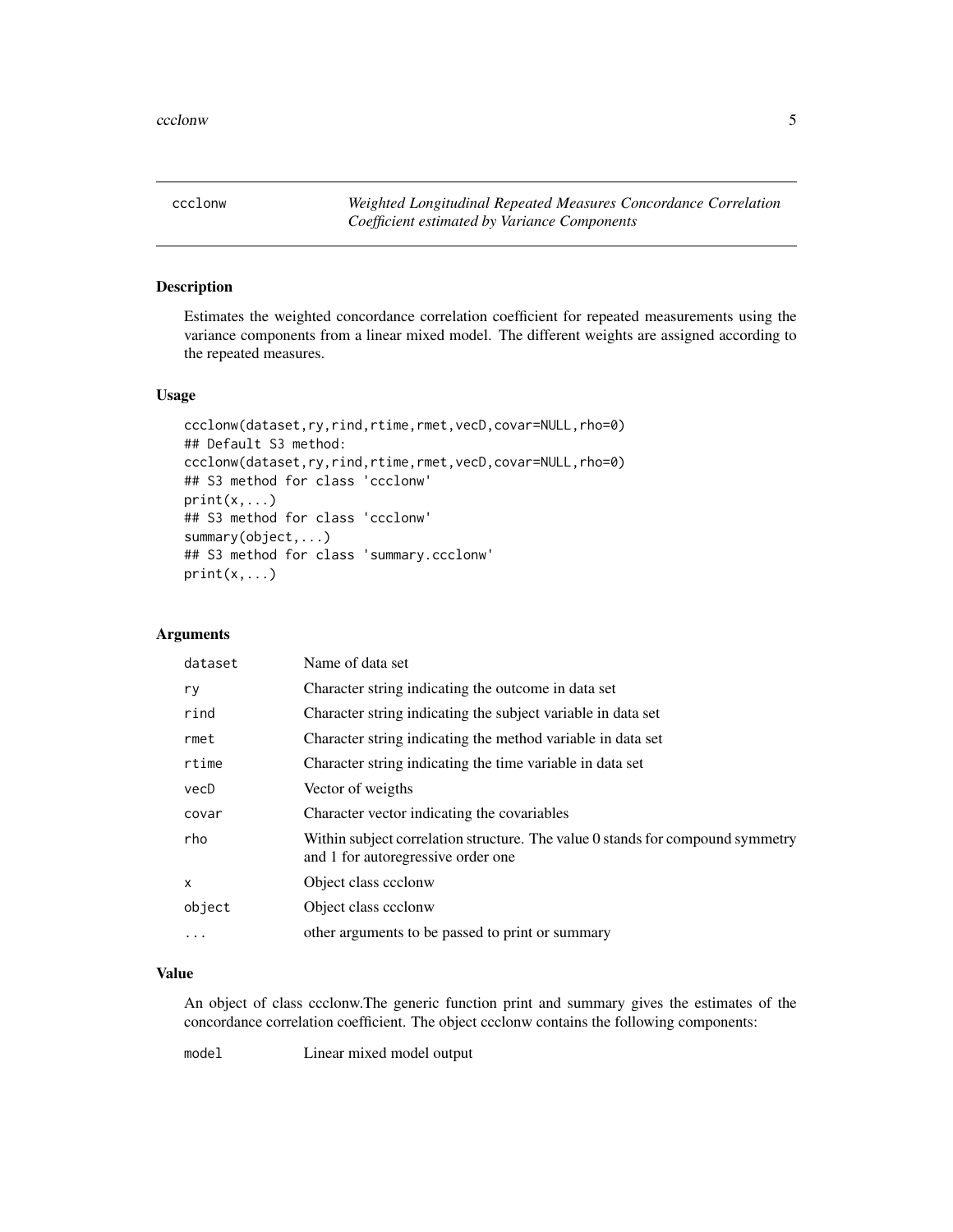## ccclonw — *Weighted Longitudinal Repeated Measures Concordance Correlation Coefficient estimated by Variance Components*

### Description

Estimates the weighted concordance correlation coefficient for repeated measurements using the variance components from a linear mixed model. The different weights are assigned according to the repeated measures.

### Usage

```
ccclonw(dataset,ry,rind,rtime,rmet,vecD,covar=NULL,rho=0)
## Default S3 method:
ccclonw(dataset,ry,rind,rtime,rmet,vecD,covar=NULL,rho=0)
## S3 method for class 'ccclonw'
print(x,...)
## S3 method for class 'ccclonw'
summary(object,...)
## S3 method for class 'summary.ccclonw'
print(x,...)
```

### Arguments

| | |
|---|---|
| `dataset` | Name of data set |
| `ry` | Character string indicating the outcome in data set |
| `rind` | Character string indicating the subject variable in data set |
| `rmet` | Character string indicating the method variable in data set |
| `rtime` | Character string indicating the time variable in data set |
| `vecD` | Vector of weigths |
| `covar` | Character vector indicating the covariables |
| `rho` | Within subject correlation structure. The value 0 stands for compound symmetry and 1 for autoregressive order one |
| `x` | Object class ccclonw |
| `object` | Object class ccclonw |
| `...` | other arguments to be passed to print or summary |

### Value

An object of class ccclonw.The generic function print and summary gives the estimates of the concordance correlation coefficient. The object ccclonw contains the following components:

| | |
|---|---|
| `model` | Linear mixed model output |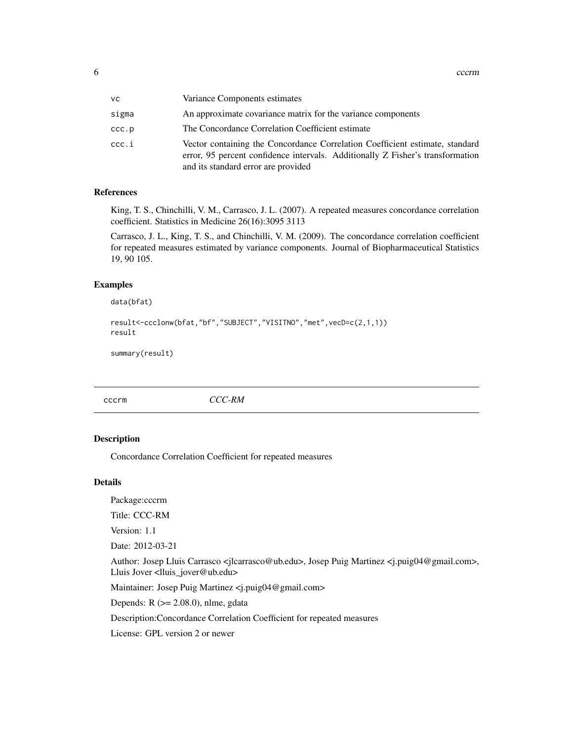| | |
|---|---|
| vc | Variance Components estimates |
| sigma | An approximate covariance matrix for the variance components |
| ccc.p | The Concordance Correlation Coefficient estimate |
| ccc.i | Vector containing the Concordance Correlation Coefficient estimate, standard error, 95 percent confidence intervals. Additionally Z Fisher's transformation and its standard error are provided |

### References

King, T. S., Chinchilli, V. M., Carrasco, J. L. (2007). A repeated measures concordance correlation coefficient. Statistics in Medicine 26(16):3095 3113

Carrasco, J. L., King, T. S., and Chinchilli, V. M. (2009). The concordance correlation coefficient for repeated measures estimated by variance components. Journal of Biopharmaceutical Statistics 19, 90 105.

### Examples

```
data(bfat)

result<-ccclonw(bfat,"bf","SUBJECT","VISITNO","met",vecD=c(2,1,1))
result

summary(result)
```

---

## cccrm *CCC-RM*

### Description

Concordance Correlation Coefficient for repeated measures

### Details

Package:cccrm

Title: CCC-RM

Version: 1.1

Date: 2012-03-21

Author: Josep Lluis Carrasco <jlcarrasco@ub.edu>, Josep Puig Martinez <j.puig04@gmail.com>, Lluis Jover <lluis_jover@ub.edu>

Maintainer: Josep Puig Martinez <j.puig04@gmail.com>

Depends: R (>= 2.08.0), nlme, gdata

Description:Concordance Correlation Coefficient for repeated measures

License: GPL version 2 or newer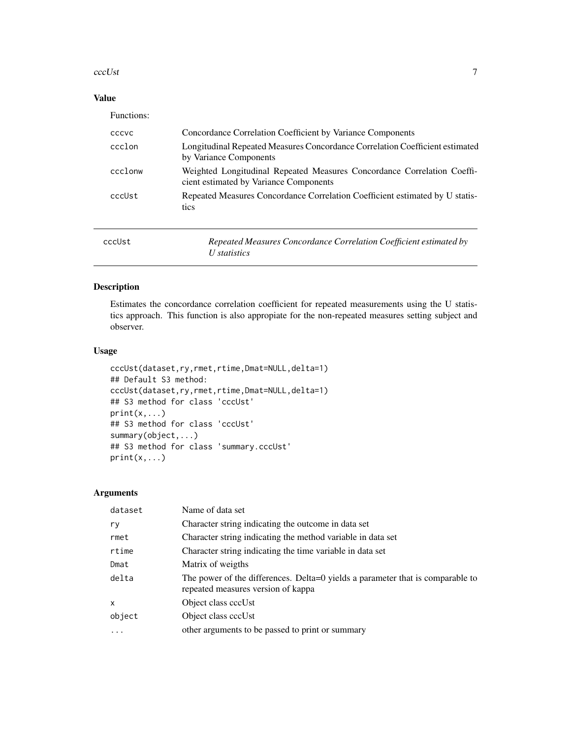### Value

Functions:

| | |
|---|---|
| cccvc | Concordance Correlation Coefficient by Variance Components |
| ccclon | Longitudinal Repeated Measures Concordance Correlation Coefficient estimated by Variance Components |
| ccclonw | Weighted Longitudinal Repeated Measures Concordance Correlation Coefficient estimated by Variance Components |
| cccUst | Repeated Measures Concordance Correlation Coefficient estimated by U statistics |

---

## cccUst — *Repeated Measures Concordance Correlation Coefficient estimated by U statistics*

---

### Description

Estimates the concordance correlation coefficient for repeated measurements using the U statistics approach. This function is also appropiate for the non-repeated measures setting subject and observer.

### Usage

```
cccUst(dataset,ry,rmet,rtime,Dmat=NULL,delta=1)
## Default S3 method:
cccUst(dataset,ry,rmet,rtime,Dmat=NULL,delta=1)
## S3 method for class 'cccUst'
print(x,...)
## S3 method for class 'cccUst'
summary(object,...)
## S3 method for class 'summary.cccUst'
print(x,...)
```

### Arguments

| | |
|---|---|
| dataset | Name of data set |
| ry | Character string indicating the outcome in data set |
| rmet | Character string indicating the method variable in data set |
| rtime | Character string indicating the time variable in data set |
| Dmat | Matrix of weigths |
| delta | The power of the differences. Delta=0 yields a parameter that is comparable to repeated measures version of kappa |
| x | Object class cccUst |
| object | Object class cccUst |
| ... | other arguments to be passed to print or summary |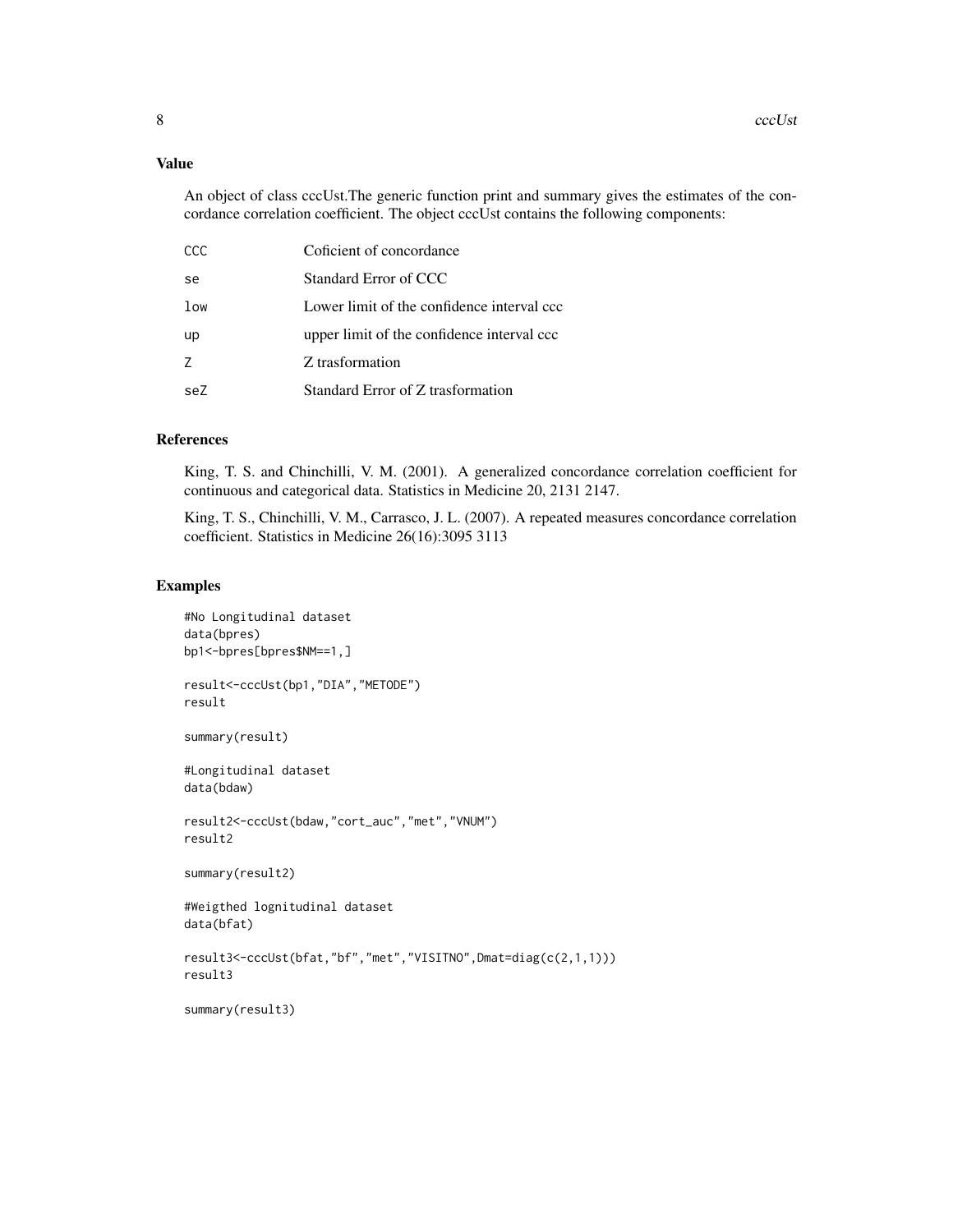## Value

An object of class cccUst.The generic function print and summary gives the estimates of the concordance correlation coefficient. The object cccUst contains the following components:

| | |
|---|---|
| `CCC` | Coficient of concordance |
| `se` | Standard Error of CCC |
| `low` | Lower limit of the confidence interval ccc |
| `up` | upper limit of the confidence interval ccc |
| `Z` | Z trasformation |
| `seZ` | Standard Error of Z trasformation |

## References

King, T. S. and Chinchilli, V. M. (2001). A generalized concordance correlation coefficient for continuous and categorical data. Statistics in Medicine 20, 2131 2147.

King, T. S., Chinchilli, V. M., Carrasco, J. L. (2007). A repeated measures concordance correlation coefficient. Statistics in Medicine 26(16):3095 3113

## Examples

```
#No Longitudinal dataset
data(bpres)
bp1<-bpres[bpres$NM==1,]

result<-cccUst(bp1,"DIA","METODE")
result

summary(result)

#Longitudinal dataset
data(bdaw)

result2<-cccUst(bdaw,"cort_auc","met","VNUM")
result2

summary(result2)

#Weigthed lognitudinal dataset
data(bfat)

result3<-cccUst(bfat,"bf","met","VISITNO",Dmat=diag(c(2,1,1)))
result3

summary(result3)
```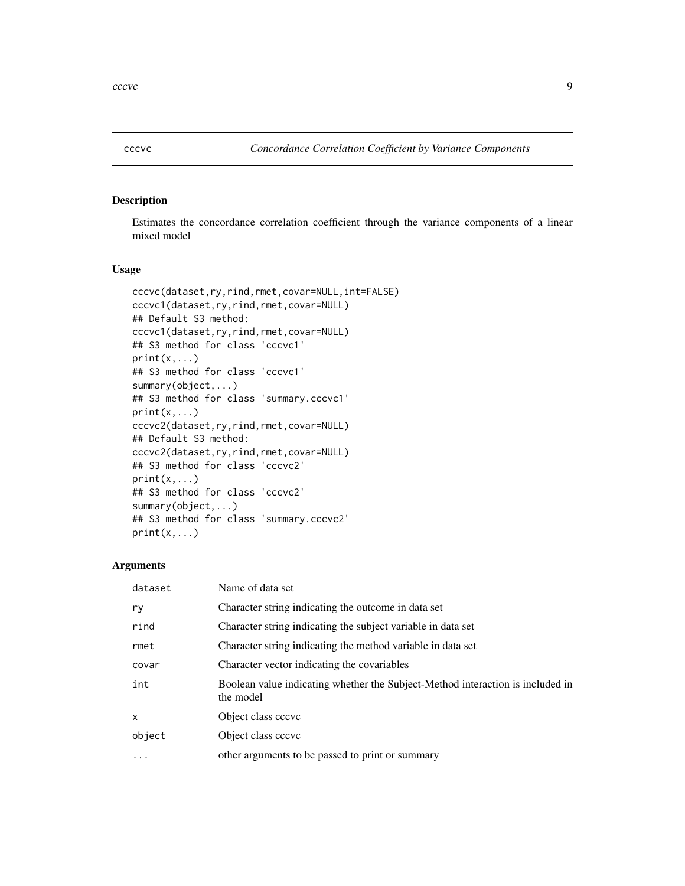cccvc — *Concordance Correlation Coefficient by Variance Components*

## Description

Estimates the concordance correlation coefficient through the variance components of a linear mixed model

## Usage

```
cccvc(dataset,ry,rind,rmet,covar=NULL,int=FALSE)
cccvc1(dataset,ry,rind,rmet,covar=NULL)
## Default S3 method:
cccvc1(dataset,ry,rind,rmet,covar=NULL)
## S3 method for class 'cccvc1'
print(x,...)
## S3 method for class 'cccvc1'
summary(object,...)
## S3 method for class 'summary.cccvc1'
print(x,...)
cccvc2(dataset,ry,rind,rmet,covar=NULL)
## Default S3 method:
cccvc2(dataset,ry,rind,rmet,covar=NULL)
## S3 method for class 'cccvc2'
print(x,...)
## S3 method for class 'cccvc2'
summary(object,...)
## S3 method for class 'summary.cccvc2'
print(x,...)
```

## Arguments

| | |
|---|---|
| `dataset` | Name of data set |
| `ry` | Character string indicating the outcome in data set |
| `rind` | Character string indicating the subject variable in data set |
| `rmet` | Character string indicating the method variable in data set |
| `covar` | Character vector indicating the covariables |
| `int` | Boolean value indicating whether the Subject-Method interaction is included in the model |
| `x` | Object class cccvc |
| `object` | Object class cccvc |
| `...` | other arguments to be passed to print or summary |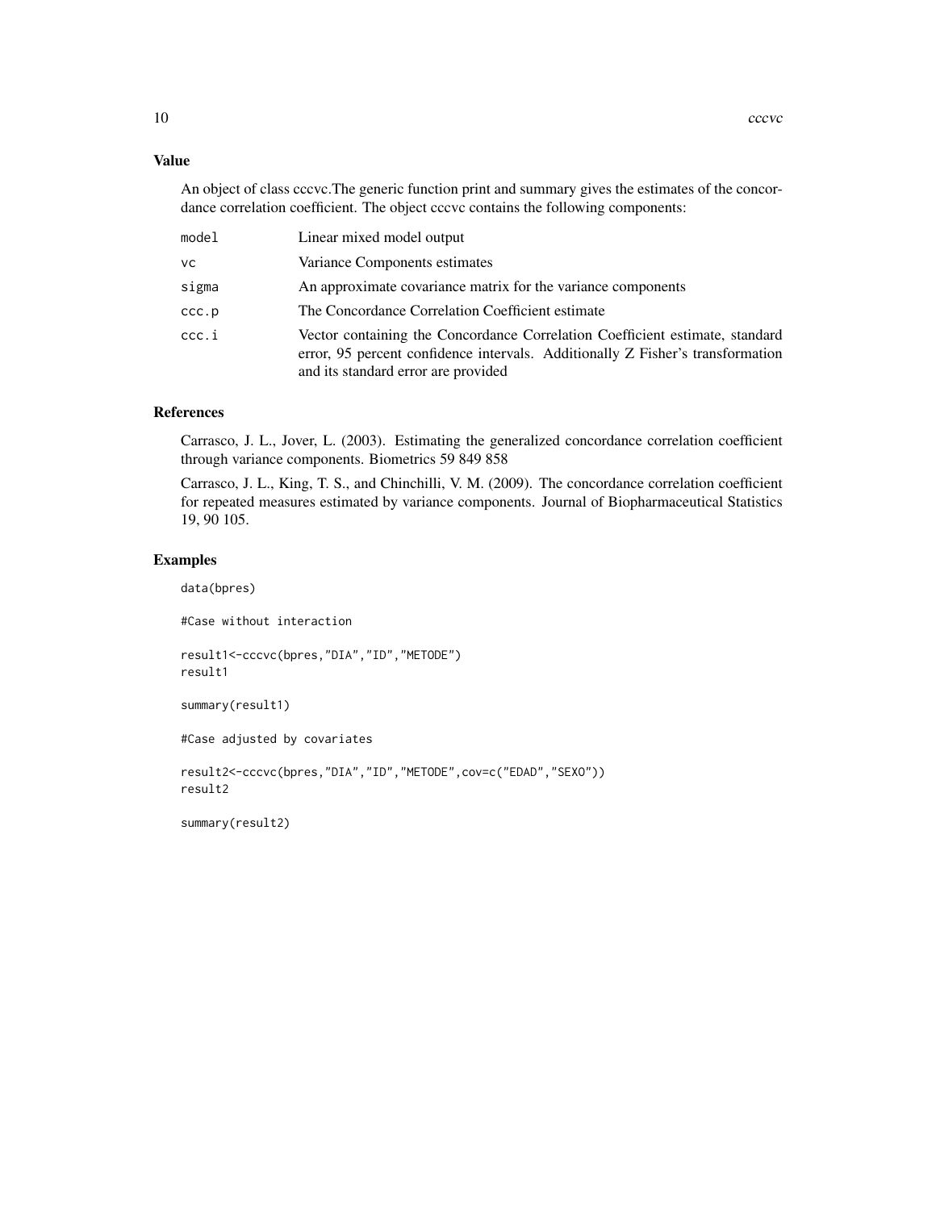## Value

An object of class cccvc.The generic function print and summary gives the estimates of the concordance correlation coefficient. The object cccvc contains the following components:

| | |
|---|---|
| `model` | Linear mixed model output |
| `vc` | Variance Components estimates |
| `sigma` | An approximate covariance matrix for the variance components |
| `ccc.p` | The Concordance Correlation Coefficient estimate |
| `ccc.i` | Vector containing the Concordance Correlation Coefficient estimate, standard error, 95 percent confidence intervals. Additionally Z Fisher's transformation and its standard error are provided |

## References

Carrasco, J. L., Jover, L. (2003). Estimating the generalized concordance correlation coefficient through variance components. Biometrics 59 849 858

Carrasco, J. L., King, T. S., and Chinchilli, V. M. (2009). The concordance correlation coefficient for repeated measures estimated by variance components. Journal of Biopharmaceutical Statistics 19, 90 105.

## Examples

```
data(bpres)

#Case without interaction

result1<-cccvc(bpres,"DIA","ID","METODE")
result1

summary(result1)

#Case adjusted by covariates

result2<-cccvc(bpres,"DIA","ID","METODE",cov=c("EDAD","SEXO"))
result2

summary(result2)
```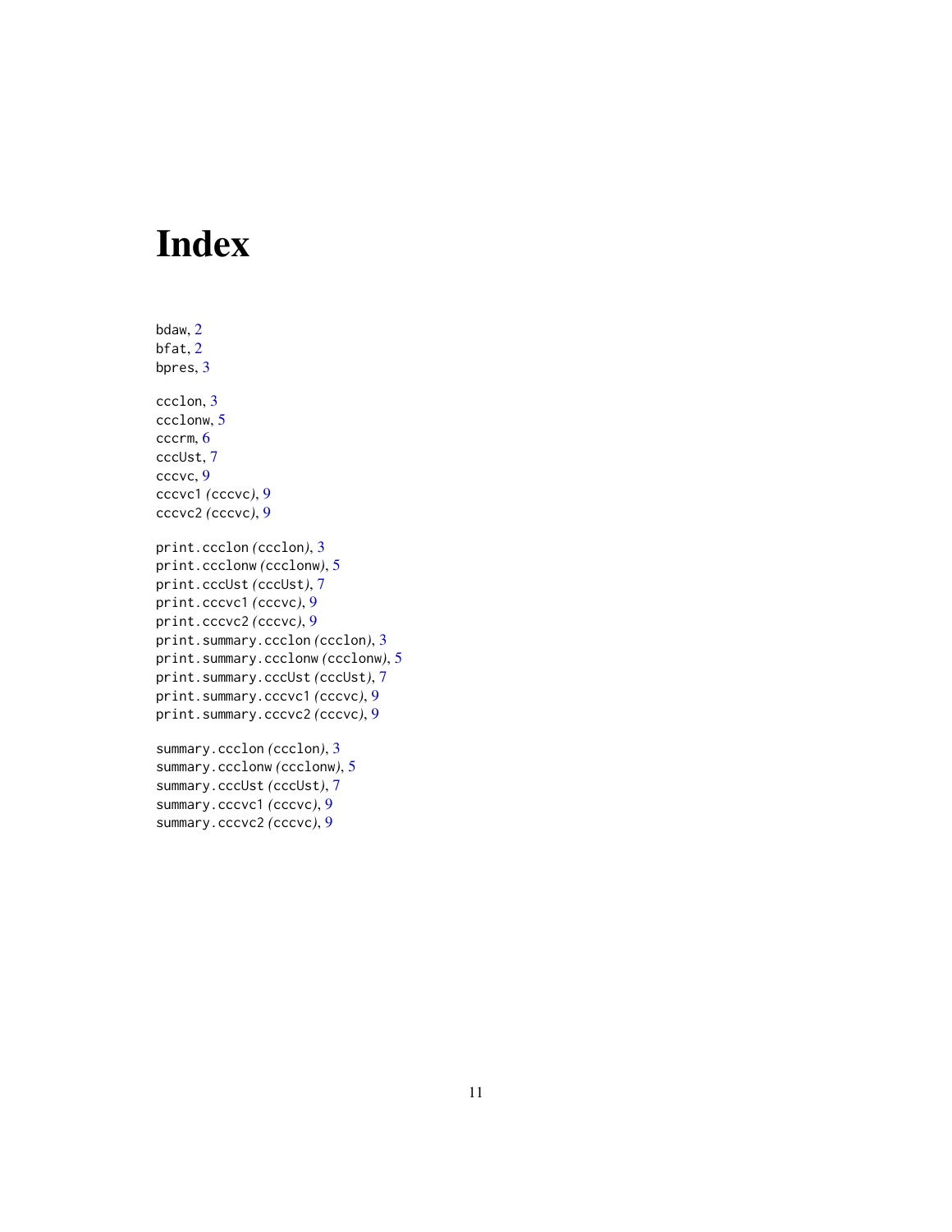# Index

bdaw, 2
bfat, 2
bpres, 3

ccclon, 3
ccclonw, 5
cccrm, 6
cccUst, 7
cccvc, 9
cccvc1 *(cccvc)*, 9
cccvc2 *(cccvc)*, 9

print.ccclon *(ccclon)*, 3
print.ccclonw *(ccclonw)*, 5
print.cccUst *(cccUst)*, 7
print.cccvc1 *(cccvc)*, 9
print.cccvc2 *(cccvc)*, 9
print.summary.ccclon *(ccclon)*, 3
print.summary.ccclonw *(ccclonw)*, 5
print.summary.cccUst *(cccUst)*, 7
print.summary.cccvc1 *(cccvc)*, 9
print.summary.cccvc2 *(cccvc)*, 9

summary.ccclon *(ccclon)*, 3
summary.ccclonw *(ccclonw)*, 5
summary.cccUst *(cccUst)*, 7
summary.cccvc1 *(cccvc)*, 9
summary.cccvc2 *(cccvc)*, 9